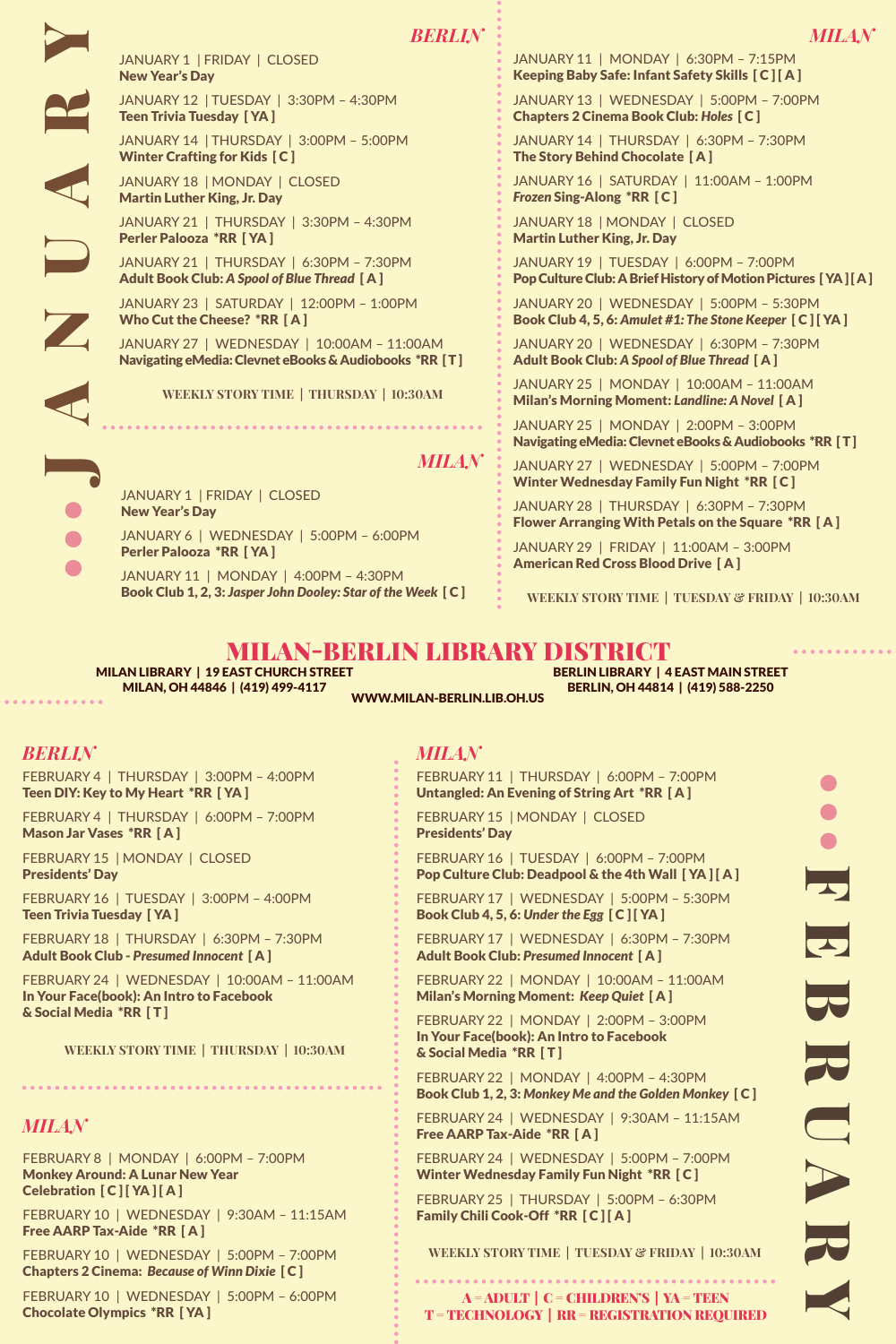# JANUARY

## BERLIN

JANUARY 1 | FRIDAY | CLOSED
**New Year's Day**

JANUARY 12 | TUESDAY | 3:30PM – 4:30PM
**Teen Trivia Tuesday [ YA ]**

JANUARY 14 | THURSDAY | 3:00PM – 5:00PM
**Winter Crafting for Kids [ C ]**

JANUARY 18 | MONDAY | CLOSED
**Martin Luther King, Jr. Day**

JANUARY 21 | THURSDAY | 3:30PM – 4:30PM
**Perler Palooza *RR [ YA ]**

JANUARY 21 | THURSDAY | 6:30PM – 7:30PM
**Adult Book Club: *A Spool of Blue Thread* [ A ]**

JANUARY 23 | SATURDAY | 12:00PM – 1:00PM
**Who Cut the Cheese? *RR [ A ]**

JANUARY 27 | WEDNESDAY | 10:00AM – 11:00AM
**Navigating eMedia: Clevnet eBooks & Audiobooks *RR [ T ]**

WEEKLY STORY TIME | THURSDAY | 10:30AM

## MILAN

JANUARY 1 | FRIDAY | CLOSED
**New Year's Day**

JANUARY 6 | WEDNESDAY | 5:00PM – 6:00PM
**Perler Palooza *RR [ YA ]**

JANUARY 11 | MONDAY | 4:00PM – 4:30PM
**Book Club 1, 2, 3: *Jasper John Dooley: Star of the Week* [ C ]**

JANUARY 11 | MONDAY | 6:30PM – 7:15PM
**Keeping Baby Safe: Infant Safety Skills [ C ] [ A ]**

JANUARY 13 | WEDNESDAY | 5:00PM – 7:00PM
**Chapters 2 Cinema Book Club: *Holes* [ C ]**

JANUARY 14 | THURSDAY | 6:30PM – 7:30PM
**The Story Behind Chocolate [ A ]**

JANUARY 16 | SATURDAY | 11:00AM – 1:00PM
***Frozen* Sing-Along *RR [ C ]**

JANUARY 18 | MONDAY | CLOSED
**Martin Luther King, Jr. Day**

JANUARY 19 | TUESDAY | 6:00PM – 7:00PM
**Pop Culture Club: A Brief History of Motion Pictures [ YA ] [ A ]**

JANUARY 20 | WEDNESDAY | 5:00PM – 5:30PM
**Book Club 4, 5, 6: *Amulet #1: The Stone Keeper* [ C ] [ YA ]**

JANUARY 20 | WEDNESDAY | 6:30PM – 7:30PM
**Adult Book Club: *A Spool of Blue Thread* [ A ]**

JANUARY 25 | MONDAY | 10:00AM – 11:00AM
**Milan's Morning Moment: *Landline: A Novel* [ A ]**

JANUARY 25 | MONDAY | 2:00PM – 3:00PM
**Navigating eMedia: Clevnet eBooks & Audiobooks *RR [ T ]**

JANUARY 27 | WEDNESDAY | 5:00PM – 7:00PM
**Winter Wednesday Family Fun Night *RR [ C ]**

JANUARY 28 | THURSDAY | 6:30PM – 7:30PM
**Flower Arranging With Petals on the Square *RR [ A ]**

JANUARY 29 | FRIDAY | 11:00AM – 3:00PM
**American Red Cross Blood Drive [ A ]**

WEEKLY STORY TIME | TUESDAY & FRIDAY | 10:30AM

# MILAN-BERLIN LIBRARY DISTRICT

**MILAN LIBRARY | 19 EAST CHURCH STREET**
**MILAN, OH 44846 | (419) 499-4117**

**BERLIN LIBRARY | 4 EAST MAIN STREET**
**BERLIN, OH 44814 | (419) 588-2250**

**WWW.MILAN-BERLIN.LIB.OH.US**

# FEBRUARY

## BERLIN

FEBRUARY 4 | THURSDAY | 3:00PM – 4:00PM
**Teen DIY: Key to My Heart *RR [ YA ]**

FEBRUARY 4 | THURSDAY | 6:00PM – 7:00PM
**Mason Jar Vases *RR [ A ]**

FEBRUARY 15 | MONDAY | CLOSED
**Presidents' Day**

FEBRUARY 16 | TUESDAY | 3:00PM – 4:00PM
**Teen Trivia Tuesday [ YA ]**

FEBRUARY 18 | THURSDAY | 6:30PM – 7:30PM
**Adult Book Club - *Presumed Innocent* [ A ]**

FEBRUARY 24 | WEDNESDAY | 10:00AM – 11:00AM
**In Your Face(book): An Intro to Facebook & Social Media *RR [ T ]**

WEEKLY STORY TIME | THURSDAY | 10:30AM

## MILAN

FEBRUARY 8 | MONDAY | 6:00PM – 7:00PM
**Monkey Around: A Lunar New Year Celebration [ C ] [ YA ] [ A ]**

FEBRUARY 10 | WEDNESDAY | 9:30AM – 11:15AM
**Free AARP Tax-Aide *RR [ A ]**

FEBRUARY 10 | WEDNESDAY | 5:00PM – 7:00PM
**Chapters 2 Cinema: *Because of Winn Dixie* [ C ]**

FEBRUARY 10 | WEDNESDAY | 5:00PM – 6:00PM
**Chocolate Olympics *RR [ YA ]**

FEBRUARY 11 | THURSDAY | 6:00PM – 7:00PM
**Untangled: An Evening of String Art *RR [ A ]**

FEBRUARY 15 | MONDAY | CLOSED
**Presidents' Day**

FEBRUARY 16 | TUESDAY | 6:00PM – 7:00PM
**Pop Culture Club: Deadpool & the 4th Wall [ YA ] [ A ]**

FEBRUARY 17 | WEDNESDAY | 5:00PM – 5:30PM
**Book Club 4, 5, 6: *Under the Egg* [ C ] [ YA ]**

FEBRUARY 17 | WEDNESDAY | 6:30PM – 7:30PM
**Adult Book Club: *Presumed Innocent* [ A ]**

FEBRUARY 22 | MONDAY | 10:00AM – 11:00AM
**Milan's Morning Moment: *Keep Quiet* [ A ]**

FEBRUARY 22 | MONDAY | 2:00PM – 3:00PM
**In Your Face(book): An Intro to Facebook & Social Media *RR [ T ]**

FEBRUARY 22 | MONDAY | 4:00PM – 4:30PM
**Book Club 1, 2, 3: *Monkey Me and the Golden Monkey* [ C ]**

FEBRUARY 24 | WEDNESDAY | 9:30AM – 11:15AM
**Free AARP Tax-Aide *RR [ A ]**

FEBRUARY 24 | WEDNESDAY | 5:00PM – 7:00PM
**Winter Wednesday Family Fun Night *RR [ C ]**

FEBRUARY 25 | THURSDAY | 5:00PM – 6:30PM
**Family Chili Cook-Off *RR [ C ] [ A ]**

WEEKLY STORY TIME | TUESDAY & FRIDAY | 10:30AM

A = ADULT | C = CHILDREN'S | YA = TEEN
T = TECHNOLOGY | RR = REGISTRATION REQUIRED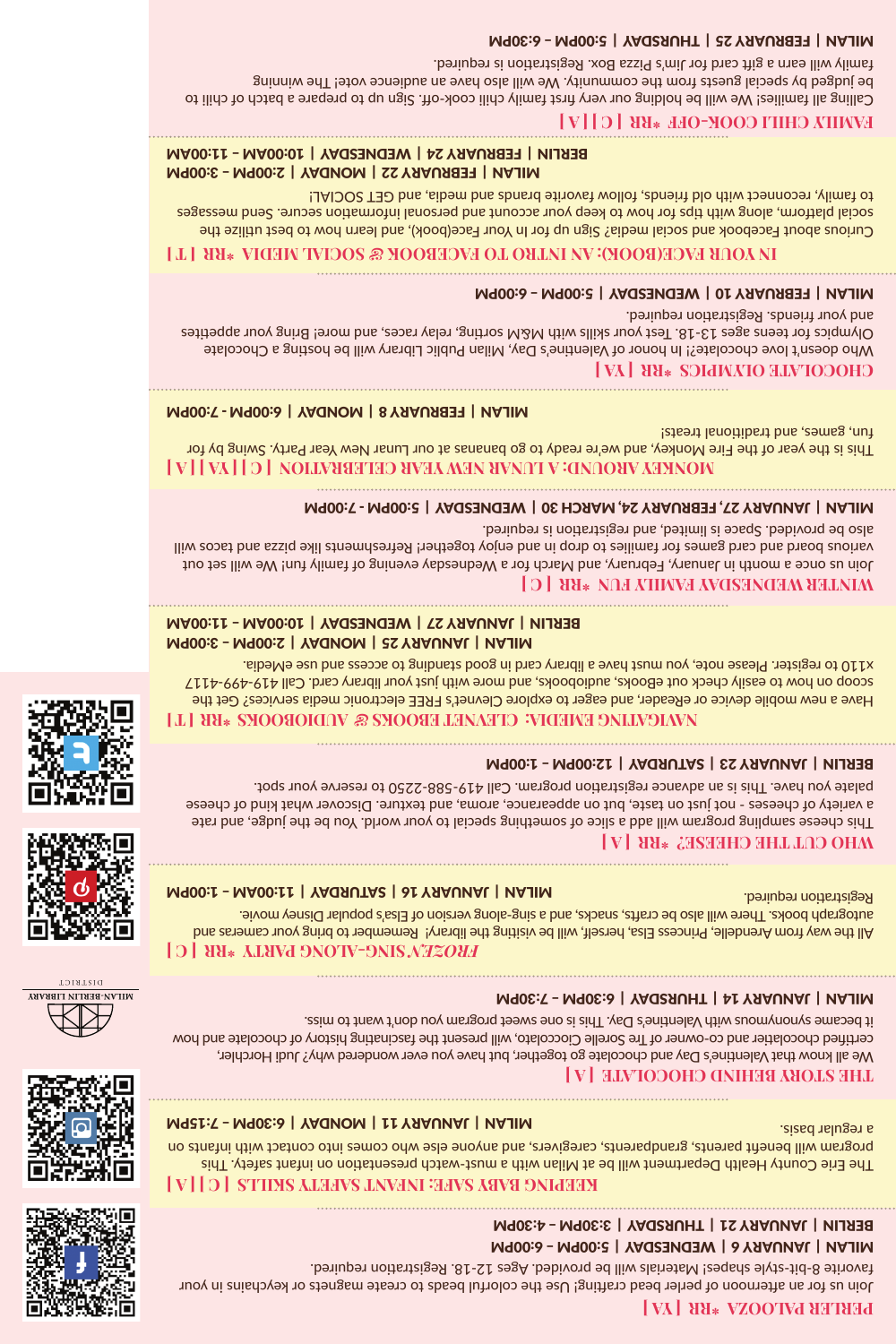## PERLER PALOOZA *RR | YA |

Join us for an afternoon of perler bead crafting! Use the colorful beads to create magnets or keychains in your favorite 8-bit-style shapes! Materials will be provided. Ages 12-18. Registration required.

**MILAN | JANUARY 6 | WEDNESDAY | 5:00PM - 6:00PM**
**BERLIN | JANUARY 21 | THURSDAY | 3:30PM - 4:30PM**

## KEEPING BABY SAFE: INFANT SAFETY SKILLS | C | A |

The Erie County Health Department will be at Milan with a must-watch presentation on infant safety. This program will benefit parents, grandparents, caregivers, and anyone else who comes into contact with infants on a regular basis.

**MILAN | JANUARY 11 | MONDAY | 6:30PM - 7:15PM**

## THE STORY BEHIND CHOCOLATE | A |

We all know that Valentine's Day and chocolate go together, but have you ever wondered why? Judi Horchler, certified chocolatier and co-owner of Tre Sorelle Cioccolato, will present the fascinating history of chocolate and how it became synonymous with Valentine's Day. This is one sweet program you don't want to miss.

**MILAN | JANUARY 14 | THURSDAY | 6:30PM - 7:30PM**

## *FROZEN* SING-ALONG PARTY *RR | C |

All the way from Arendelle, Princess Elsa, herself, will be visiting the library! Remember to bring your cameras and autograph books. There will also be crafts, snacks, and a sing-along version of Elsa's popular Disney movie. Registration required.

**MILAN | JANUARY 16 | SATURDAY | 11:00AM - 1:00PM**

## WHO CUT THE CHEESE? *RR | A |

This cheese sampling program will add a slice of something special to your world. You be the judge, and rate a variety of cheeses - not just on taste, but on appearance, aroma, and texture. Discover what kind of cheese palate you have. This is an advance registration program. Call 419-588-2250 to reserve your spot.

**BERLIN | JANUARY 23 | SATURDAY | 12:00PM - 1:00PM**

## NAVIGATING EMEDIA: CLEVNET EBOOKS & AUDIOBOOKS *RR | T |

Have a new mobile device or eReader, and eager to explore Clevnet's FREE electronic media services? Get the scoop on how to easily check out ebooks, audiobooks, and more with just your library card. Call 419-499-4117 x110 to register. Please note, you must have a library card in good standing to access and use eMedia.

**MILAN | JANUARY 25 | MONDAY | 2:00PM - 3:00PM**
**BERLIN | JANUARY 27 | WEDNESDAY | 10:00AM - 11:00AM**

## WINTER WEDNESDAY FAMILY FUN *RR | C |

Join us once a month in January, February, and March for a Wednesday evening of family fun! We will set out various board and card games for families to drop in and enjoy together! Refreshments like pizza and tacos will also be provided. Space is limited, and registration is required.

**MILAN | JANUARY 27, FEBRUARY 24, MARCH 30 | WEDNESDAY | 5:00PM - 7:00PM**

## MONKEY AROUND: A LUNAR NEW YEAR CELEBRATION | C | YA | A |

This is the year of the Fire Monkey, and we're ready to go bananas at our Lunar New Year Party. Swing by for fun, games, and traditional treats!

**MILAN | FEBRUARY 8 | MONDAY | 6:00PM - 7:00PM**

## CHOCOLATE OLYMPICS *RR | YA |

Who doesn't love chocolate!? In honor of Valentine's Day, Milan Public Library will be hosting a Chocolate Olympics for teens ages 13-18. Test your skills with M&M sorting, relay races, and more! Bring your appetites and your friends. Registration required.

**MILAN | FEBRUARY 10 | WEDNESDAY | 5:00PM - 6:00PM**

## IN YOUR FACE(BOOK): AN INTRO TO FACEBOOK & SOCIAL MEDIA *RR | T |

Curious about Facebook and social media? Sign up for In Your Face(book), and learn how to best utilize the social platform, along with tips for how to keep your account and personal information secure. Send messages to family, reconnect with old friends, follow favorite brands and media, and GET SOCIAL!

**MILAN | FEBRUARY 22 | MONDAY | 2:00PM - 3:00PM**
**BERLIN | FEBRUARY 24 | WEDNESDAY | 10:00AM - 11:00AM**

## FAMILY CHILI COOK-OFF *RR | C | A |

Calling all families! We will be holding our very first family chili cook-off. Sign up to prepare a batch of chili to be judged by special guests from the community. We will also have an audience vote! The winning family will earn a gift card for Jim's Pizza Box. Registration is required.

**MILAN | FEBRUARY 25 | THURSDAY | 5:00PM - 6:30PM**

MILAN-BERLIN LIBRARY DISTRICT